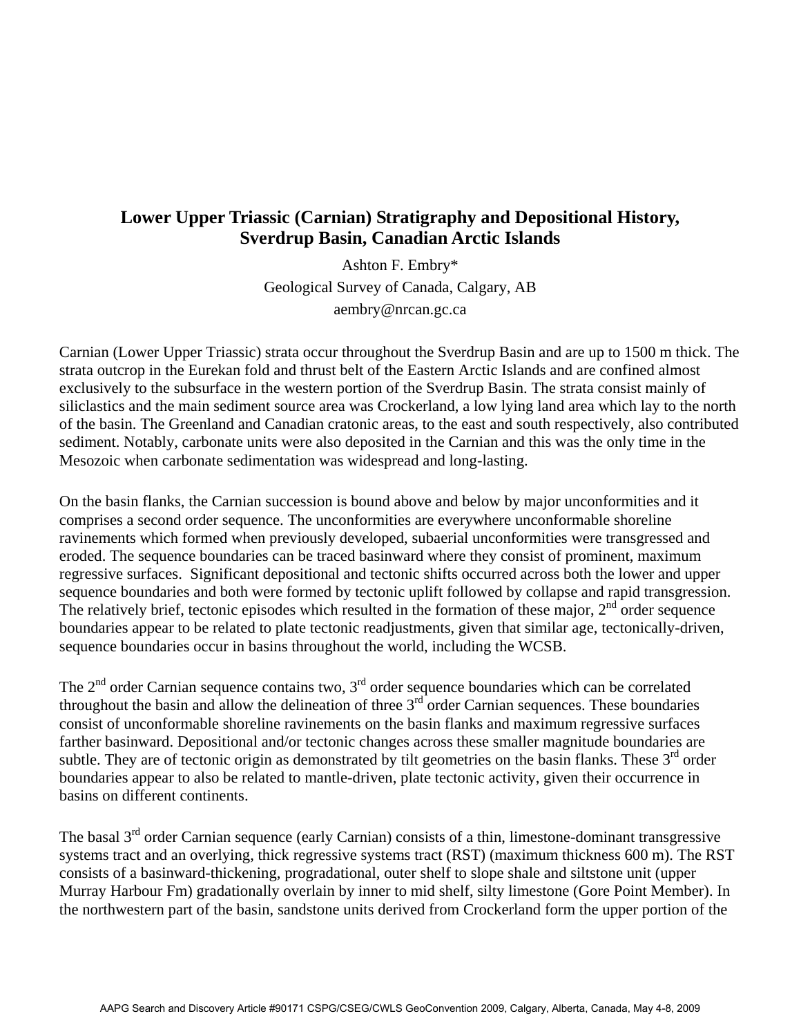# Lower Upper Triassic (Carnian) Stratigraphy and Depositional History, Sverdrup Basin, Canadian Arctic Islands

Ashton F. Embry*
Geological Survey of Canada, Calgary, AB
aembry@nrcan.gc.ca

Carnian (Lower Upper Triassic) strata occur throughout the Sverdrup Basin and are up to 1500 m thick. The strata outcrop in the Eurekan fold and thrust belt of the Eastern Arctic Islands and are confined almost exclusively to the subsurface in the western portion of the Sverdrup Basin. The strata consist mainly of siliclastics and the main sediment source area was Crockerland, a low lying land area which lay to the north of the basin. The Greenland and Canadian cratonic areas, to the east and south respectively, also contributed sediment. Notably, carbonate units were also deposited in the Carnian and this was the only time in the Mesozoic when carbonate sedimentation was widespread and long-lasting.

On the basin flanks, the Carnian succession is bound above and below by major unconformities and it comprises a second order sequence. The unconformities are everywhere unconformable shoreline ravinements which formed when previously developed, subaerial unconformities were transgressed and eroded. The sequence boundaries can be traced basinward where they consist of prominent, maximum regressive surfaces. Significant depositional and tectonic shifts occurred across both the lower and upper sequence boundaries and both were formed by tectonic uplift followed by collapse and rapid transgression. The relatively brief, tectonic episodes which resulted in the formation of these major, 2nd order sequence boundaries appear to be related to plate tectonic readjustments, given that similar age, tectonically-driven, sequence boundaries occur in basins throughout the world, including the WCSB.

The 2nd order Carnian sequence contains two, 3rd order sequence boundaries which can be correlated throughout the basin and allow the delineation of three 3rd order Carnian sequences. These boundaries consist of unconformable shoreline ravinements on the basin flanks and maximum regressive surfaces farther basinward. Depositional and/or tectonic changes across these smaller magnitude boundaries are subtle. They are of tectonic origin as demonstrated by tilt geometries on the basin flanks. These 3rd order boundaries appear to also be related to mantle-driven, plate tectonic activity, given their occurrence in basins on different continents.

The basal 3rd order Carnian sequence (early Carnian) consists of a thin, limestone-dominant transgressive systems tract and an overlying, thick regressive systems tract (RST) (maximum thickness 600 m). The RST consists of a basinward-thickening, progradational, outer shelf to slope shale and siltstone unit (upper Murray Harbour Fm) gradationally overlain by inner to mid shelf, silty limestone (Gore Point Member). In the northwestern part of the basin, sandstone units derived from Crockerland form the upper portion of the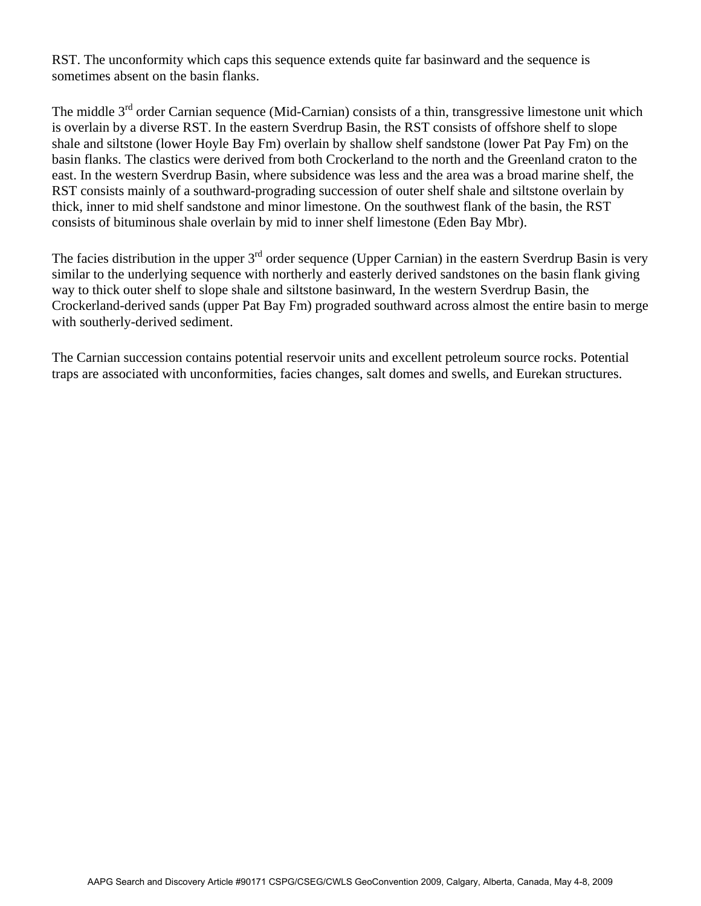RST. The unconformity which caps this sequence extends quite far basinward and the sequence is sometimes absent on the basin flanks.

The middle 3rd order Carnian sequence (Mid-Carnian) consists of a thin, transgressive limestone unit which is overlain by a diverse RST. In the eastern Sverdrup Basin, the RST consists of offshore shelf to slope shale and siltstone (lower Hoyle Bay Fm) overlain by shallow shelf sandstone (lower Pat Pay Fm) on the basin flanks. The clastics were derived from both Crockerland to the north and the Greenland craton to the east. In the western Sverdrup Basin, where subsidence was less and the area was a broad marine shelf, the RST consists mainly of a southward-prograding succession of outer shelf shale and siltstone overlain by thick, inner to mid shelf sandstone and minor limestone. On the southwest flank of the basin, the RST consists of bituminous shale overlain by mid to inner shelf limestone (Eden Bay Mbr).

The facies distribution in the upper 3rd order sequence (Upper Carnian) in the eastern Sverdrup Basin is very similar to the underlying sequence with northerly and easterly derived sandstones on the basin flank giving way to thick outer shelf to slope shale and siltstone basinward, In the western Sverdrup Basin, the Crockerland-derived sands (upper Pat Bay Fm) prograded southward across almost the entire basin to merge with southerly-derived sediment.

The Carnian succession contains potential reservoir units and excellent petroleum source rocks. Potential traps are associated with unconformities, facies changes, salt domes and swells, and Eurekan structures.